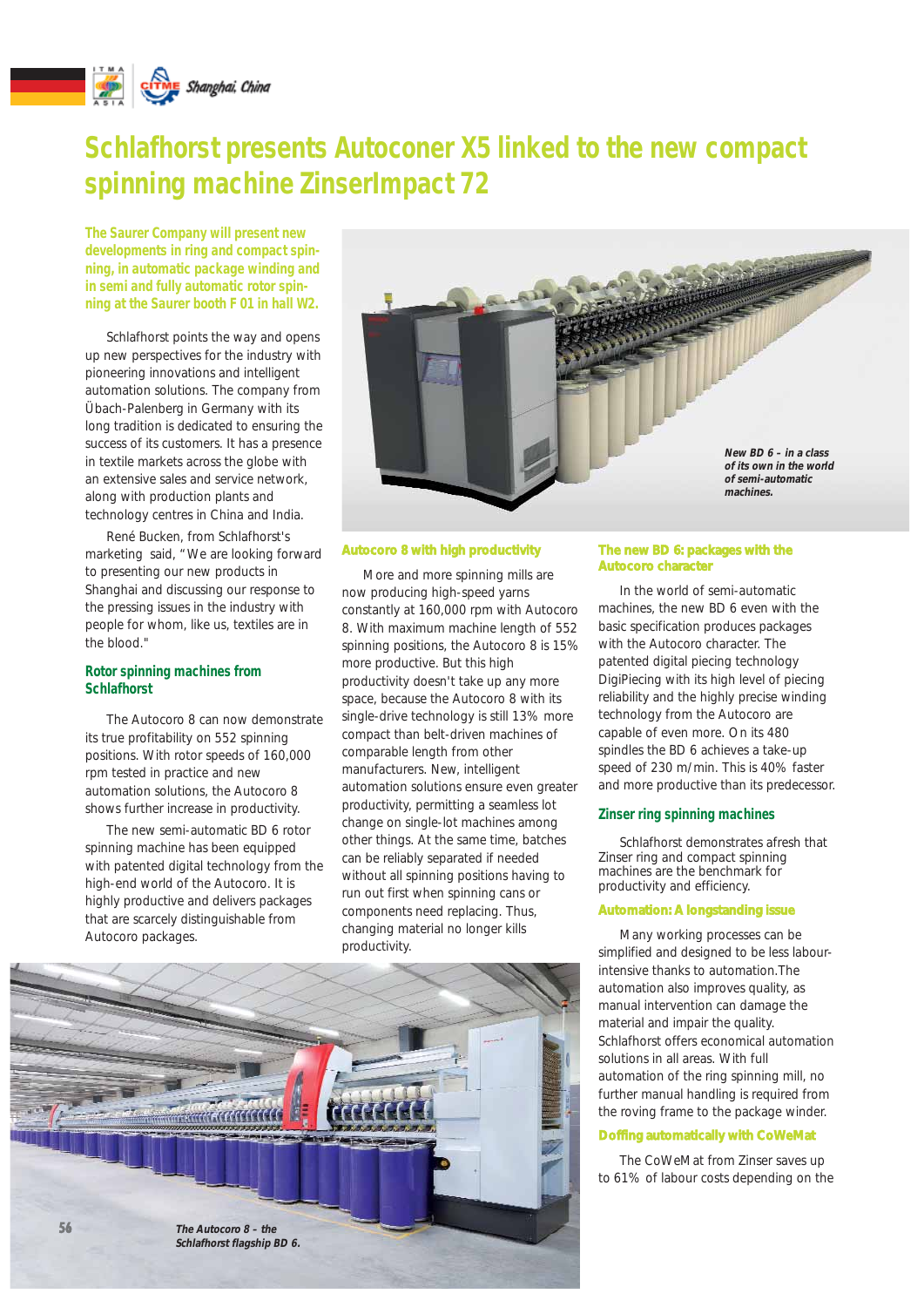# Schlafhorst presents Autoconer X5 linked to the new compact spinning machine ZinserImpact 72

**The Saurer Company will present new developments in ring and compact spinning, in automatic package winding and in semi and fully automatic rotor spinning at the Saurer booth F 01 in hall W2.**

Schlafhorst points the way and opens up new perspectives for the industry with pioneering innovations and intelligent automation solutions. The company from Übach-Palenberg in Germany with its long tradition is dedicated to ensuring the success of its customers. It has a presence in textile markets across the globe with an extensive sales and service network, along with production plants and technology centres in China and India.

René Bucken, from Schlafhorst's marketing said, "We are looking forward to presenting our new products in Shanghai and discussing our response to the pressing issues in the industry with people for whom, like us, textiles are in the blood."

## Rotor spinning machines from Schlafhorst

The Autocoro 8 can now demonstrate its true profitability on 552 spinning positions. With rotor speeds of 160,000 rpm tested in practice and new automation solutions, the Autocoro 8 shows further increase in productivity.

The new semi-automatic BD 6 rotor spinning machine has been equipped with patented digital technology from the high-end world of the Autocoro. It is highly productive and delivers packages that are scarcely distinguishable from Autocoro packages.

*New BD 6 – in a class of its own in the world of semi-automatic machines.*

## Autocoro 8 with high productivity

More and more spinning mills are now producing high-speed yarns constantly at 160,000 rpm with Autocoro 8. With maximum machine length of 552 spinning positions, the Autocoro 8 is 15% more productive. But this high productivity doesn't take up any more space, because the Autocoro 8 with its single-drive technology is still 13% more compact than belt-driven machines of comparable length from other manufacturers. New, intelligent automation solutions ensure even greater productivity, permitting a seamless lot change on single-lot machines among other things. At the same time, batches can be reliably separated if needed without all spinning positions having to run out first when spinning cans or components need replacing. Thus, changing material no longer kills productivity.

*The Autocoro 8 – the Schlafhorst flagship BD 6.*

## The new BD 6: packages with the Autocoro character

In the world of semi-automatic machines, the new BD 6 even with the basic specification produces packages with the Autocoro character. The patented digital piecing technology DigiPiecing with its high level of piecing reliability and the highly precise winding technology from the Autocoro are capable of even more. On its 480 spindles the BD 6 achieves a take-up speed of 230 m/min. This is 40% faster and more productive than its predecessor.

## Zinser ring spinning machines

Schlafhorst demonstrates afresh that Zinser ring and compact spinning machines are the benchmark for productivity and efficiency.

## Automation: A longstanding issue

Many working processes can be simplified and designed to be less labour-intensive thanks to automation.The automation also improves quality, as manual intervention can damage the material and impair the quality. Schlafhorst offers economical automation solutions in all areas. With full automation of the ring spinning mill, no further manual handling is required from the roving frame to the package winder.

## Doffing automatically with CoWeMat

The CoWeMat from Zinser saves up to 61% of labour costs depending on the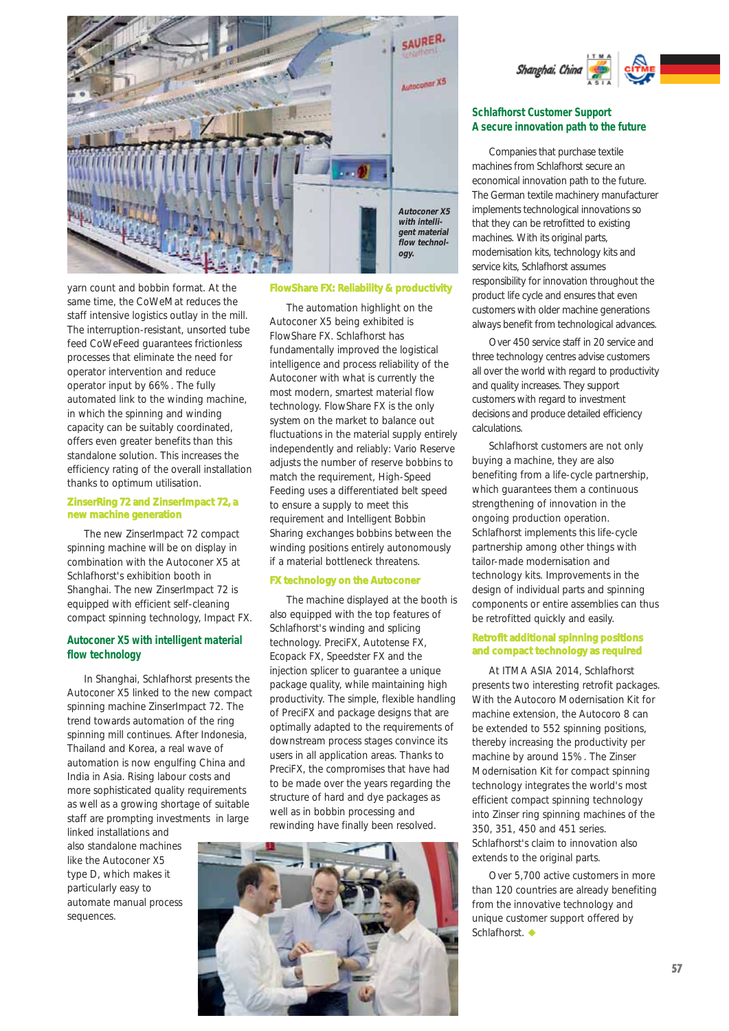*Autoconer X5 with intelligent material flow technology.*

yarn count and bobbin format. At the same time, the CoWeMat reduces the staff intensive logistics outlay in the mill. The interruption-resistant, unsorted tube feed CoWeFeed guarantees frictionless processes that eliminate the need for operator intervention and reduce operator input by 66%. The fully automated link to the winding machine, in which the spinning and winding capacity can be suitably coordinated, offers even greater benefits than this standalone solution. This increases the efficiency rating of the overall installation thanks to optimum utilisation.

### ZinserRing 72 and ZinserImpact 72, a new machine generation

The new ZinserImpact 72 compact spinning machine will be on display in combination with the Autoconer X5 at Schlafhorst's exhibition booth in Shanghai. The new ZinserImpact 72 is equipped with efficient self-cleaning compact spinning technology, Impact FX.

### Autoconer X5 with intelligent material flow technology

In Shanghai, Schlafhorst presents the Autoconer X5 linked to the new compact spinning machine ZinserImpact 72. The trend towards automation of the ring spinning mill continues. After Indonesia, Thailand and Korea, a real wave of automation is now engulfing China and India in Asia. Rising labour costs and more sophisticated quality requirements as well as a growing shortage of suitable staff are prompting investments in large linked installations and also standalone machines like the Autoconer X5 type D, which makes it particularly easy to automate manual process sequences.

### FlowShare FX: Reliability & productivity

The automation highlight on the Autoconer X5 being exhibited is FlowShare FX. Schlafhorst has fundamentally improved the logistical intelligence and process reliability of the Autoconer with what is currently the most modern, smartest material flow technology. FlowShare FX is the only system on the market to balance out fluctuations in the material supply entirely independently and reliably: Vario Reserve adjusts the number of reserve bobbins to match the requirement, High-Speed Feeding uses a differentiated belt speed to ensure a supply to meet this requirement and Intelligent Bobbin Sharing exchanges bobbins between the winding positions entirely autonomously if a material bottleneck threatens.

### FX technology on the Autoconer

The machine displayed at the booth is also equipped with the top features of Schlafhorst's winding and splicing technology. PreciFX, Autotense FX, Ecopack FX, Speedster FX and the injection splicer to guarantee a unique package quality, while maintaining high productivity. The simple, flexible handling of PreciFX and package designs that are optimally adapted to the requirements of downstream process stages convince its users in all application areas. Thanks to PreciFX, the compromises that have had to be made over the years regarding the structure of hard and dye packages as well as in bobbin processing and rewinding have finally been resolved.

## Schlafhorst Customer Support
## A secure innovation path to the future

Companies that purchase textile machines from Schlafhorst secure an economical innovation path to the future. The German textile machinery manufacturer implements technological innovations so that they can be retrofitted to existing machines. With its original parts, modernisation kits, technology kits and service kits, Schlafhorst assumes responsibility for innovation throughout the product life cycle and ensures that even customers with older machine generations always benefit from technological advances.

Over 450 service staff in 20 service and three technology centres advise customers all over the world with regard to productivity and quality increases. They support customers with regard to investment decisions and produce detailed efficiency calculations.

Schlafhorst customers are not only buying a machine, they are also benefiting from a life-cycle partnership, which guarantees them a continuous strengthening of innovation in the ongoing production operation. Schlafhorst implements this life-cycle partnership among other things with tailor-made modernisation and technology kits. Improvements in the design of individual parts and spinning components or entire assemblies can thus be retrofitted quickly and easily.

### Retrofit additional spinning positions and compact technology as required

At ITMA ASIA 2014, Schlafhorst presents two interesting retrofit packages. With the Autocoro Modernisation Kit for machine extension, the Autocoro 8 can be extended to 552 spinning positions, thereby increasing the productivity per machine by around 15%. The Zinser Modernisation Kit for compact spinning technology integrates the world's most efficient compact spinning technology into Zinser ring spinning machines of the 350, 351, 450 and 451 series. Schlafhorst's claim to innovation also extends to the original parts.

Over 5,700 active customers in more than 120 countries are already benefiting from the innovative technology and unique customer support offered by Schlafhorst. ◆